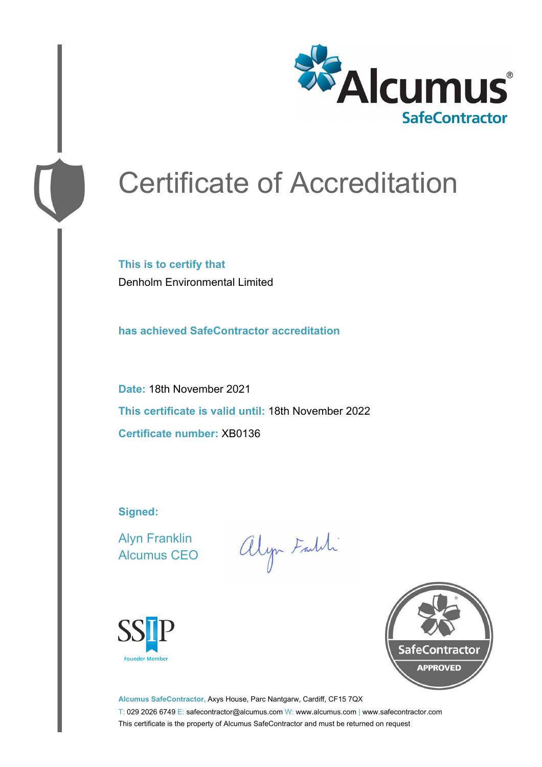Alcumus®
SafeContractor

# Certificate of Accreditation

**This is to certify that**

Denholm Environmental Limited

**has achieved SafeContractor accreditation**

**Date:** 18th November 2021

**This certificate is valid until:** 18th November 2022

**Certificate number:** XB0136

**Signed:**

Alyn Franklin
Alcumus CEO

SSIP Founder Member

SafeContractor APPROVED

**Alcumus SafeContractor,** Axys House, Parc Nantgarw, Cardiff, CF15 7QX

T: 029 2026 6749 E: safecontractor@alcumus.com W: www.alcumus.com | www.safecontractor.com

This certificate is the property of Alcumus SafeContractor and must be returned on request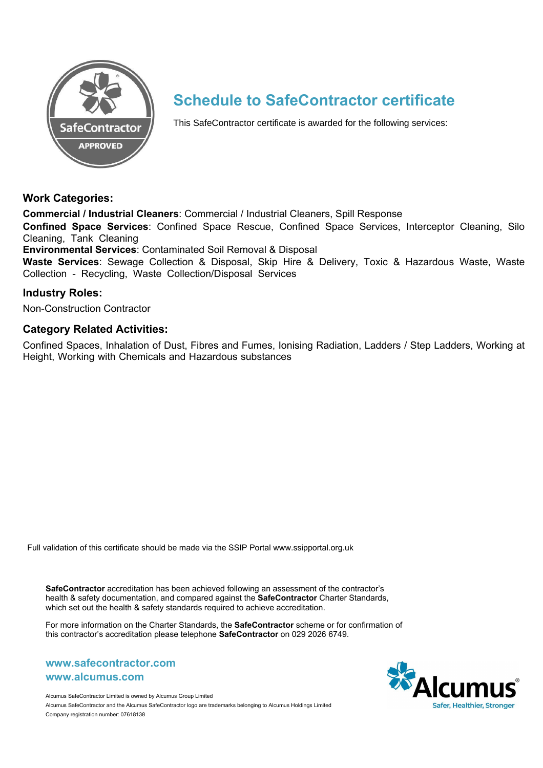# Schedule to SafeContractor certificate

This SafeContractor certificate is awarded for the following services:

## Work Categories:

**Commercial / Industrial Cleaners**: Commercial / Industrial Cleaners, Spill Response
**Confined Space Services**: Confined Space Rescue, Confined Space Services, Interceptor Cleaning, Silo Cleaning, Tank Cleaning
**Environmental Services**: Contaminated Soil Removal & Disposal
**Waste Services**: Sewage Collection & Disposal, Skip Hire & Delivery, Toxic & Hazardous Waste, Waste Collection - Recycling, Waste Collection/Disposal Services

## Industry Roles:

Non-Construction Contractor

## Category Related Activities:

Confined Spaces, Inhalation of Dust, Fibres and Fumes, Ionising Radiation, Ladders / Step Ladders, Working at Height, Working with Chemicals and Hazardous substances

Full validation of this certificate should be made via the SSIP Portal www.ssipportal.org.uk

**SafeContractor** accreditation has been achieved following an assessment of the contractor's health & safety documentation, and compared against the **SafeContractor** Charter Standards, which set out the health & safety standards required to achieve accreditation.

For more information on the Charter Standards, the **SafeContractor** scheme or for confirmation of this contractor's accreditation please telephone **SafeContractor** on 029 2026 6749.

**www.safecontractor.com**
**www.alcumus.com**

Alcumus SafeContractor Limited is owned by Alcumus Group Limited
Alcumus SafeContractor and the Alcumus SafeContractor logo are trademarks belonging to Alcumus Holdings Limited
Company registration number: 07618138

Alcumus®
Safer, Healthier, Stronger